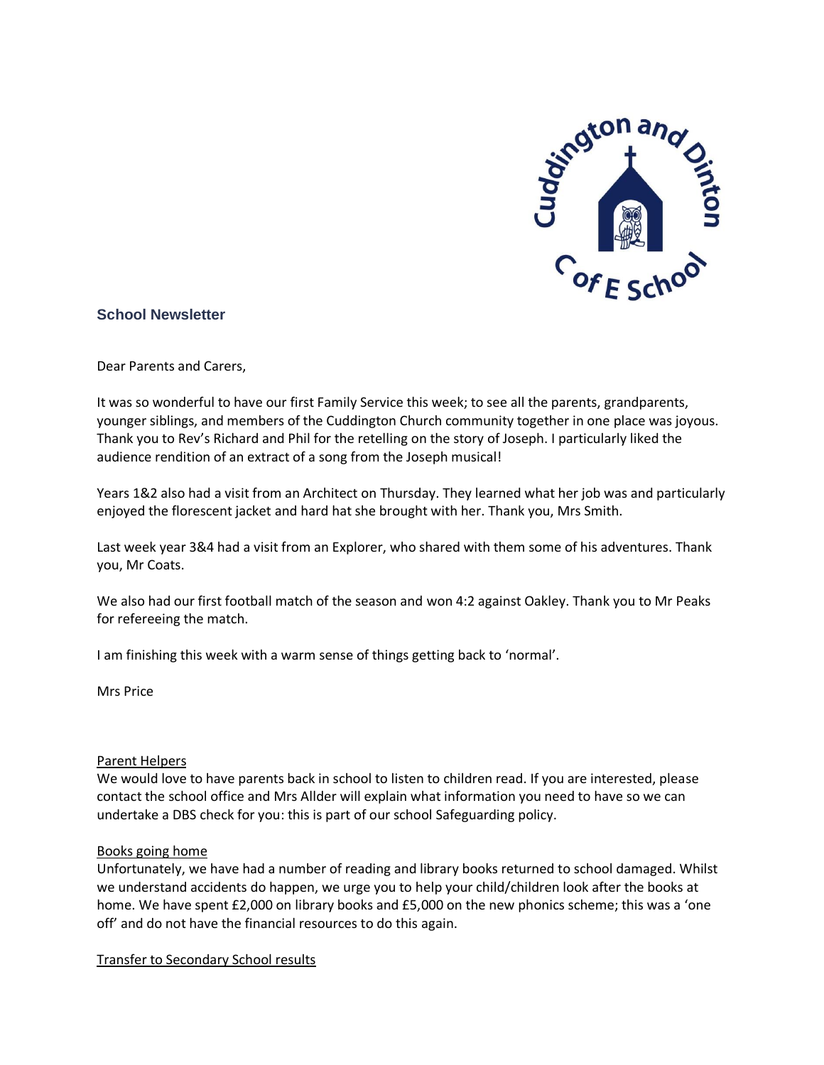## School Newsletter

Dear Parents and Carers,

It was so wonderful to have our first Family Service this week; to see all the parents, grandparents, younger siblings, and members of the Cuddington Church community together in one place was joyous. Thank you to Rev's Richard and Phil for the retelling on the story of Joseph. I particularly liked the audience rendition of an extract of a song from the Joseph musical!

Years 1&2 also had a visit from an Architect on Thursday. They learned what her job was and particularly enjoyed the florescent jacket and hard hat she brought with her. Thank you, Mrs Smith.

Last week year 3&4 had a visit from an Explorer, who shared with them some of his adventures. Thank you, Mr Coats.

We also had our first football match of the season and won 4:2 against Oakley. Thank you to Mr Peaks for refereeing the match.

I am finishing this week with a warm sense of things getting back to 'normal'.

Mrs Price

### Parent Helpers

We would love to have parents back in school to listen to children read. If you are interested, please contact the school office and Mrs Allder will explain what information you need to have so we can undertake a DBS check for you: this is part of our school Safeguarding policy.

### Books going home

Unfortunately, we have had a number of reading and library books returned to school damaged. Whilst we understand accidents do happen, we urge you to help your child/children look after the books at home. We have spent £2,000 on library books and £5,000 on the new phonics scheme; this was a 'one off' and do not have the financial resources to do this again.

### Transfer to Secondary School results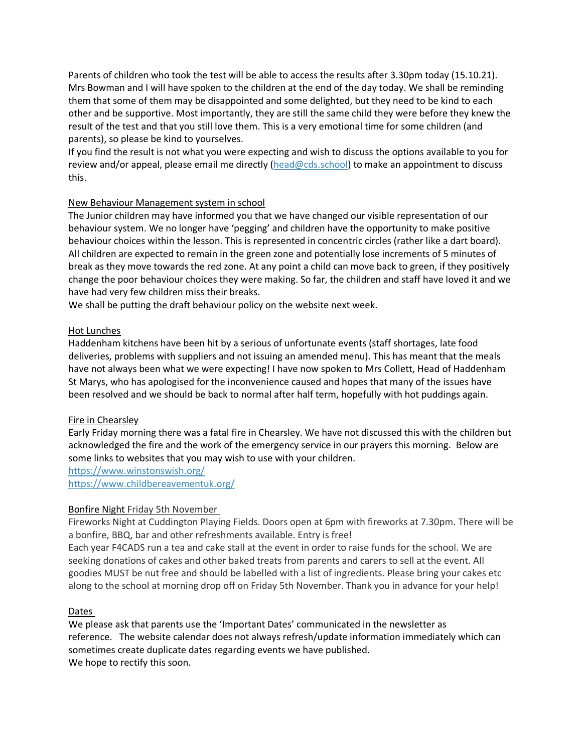Parents of children who took the test will be able to access the results after 3.30pm today (15.10.21). Mrs Bowman and I will have spoken to the children at the end of the day today. We shall be reminding them that some of them may be disappointed and some delighted, but they need to be kind to each other and be supportive. Most importantly, they are still the same child they were before they knew the result of the test and that you still love them. This is a very emotional time for some children (and parents), so please be kind to yourselves.

If you find the result is not what you were expecting and wish to discuss the options available to you for review and/or appeal, please email me directly (head@cds.school) to make an appointment to discuss this.

## New Behaviour Management system in school

The Junior children may have informed you that we have changed our visible representation of our behaviour system. We no longer have 'pegging' and children have the opportunity to make positive behaviour choices within the lesson. This is represented in concentric circles (rather like a dart board). All children are expected to remain in the green zone and potentially lose increments of 5 minutes of break as they move towards the red zone. At any point a child can move back to green, if they positively change the poor behaviour choices they were making. So far, the children and staff have loved it and we have had very few children miss their breaks.

We shall be putting the draft behaviour policy on the website next week.

## Hot Lunches

Haddenham kitchens have been hit by a serious of unfortunate events (staff shortages, late food deliveries, problems with suppliers and not issuing an amended menu). This has meant that the meals have not always been what we were expecting! I have now spoken to Mrs Collett, Head of Haddenham St Marys, who has apologised for the inconvenience caused and hopes that many of the issues have been resolved and we should be back to normal after half term, hopefully with hot puddings again.

## Fire in Chearsley

Early Friday morning there was a fatal fire in Chearsley. We have not discussed this with the children but acknowledged the fire and the work of the emergency service in our prayers this morning. Below are some links to websites that you may wish to use with your children.

https://www.winstonswish.org/

https://www.childbereavementuk.org/

## Bonfire Night Friday 5th November

Fireworks Night at Cuddington Playing Fields. Doors open at 6pm with fireworks at 7.30pm. There will be a bonfire, BBQ, bar and other refreshments available. Entry is free!

Each year F4CADS run a tea and cake stall at the event in order to raise funds for the school. We are seeking donations of cakes and other baked treats from parents and carers to sell at the event. All goodies MUST be nut free and should be labelled with a list of ingredients. Please bring your cakes etc along to the school at morning drop off on Friday 5th November. Thank you in advance for your help!

## Dates

We please ask that parents use the 'Important Dates' communicated in the newsletter as reference. The website calendar does not always refresh/update information immediately which can sometimes create duplicate dates regarding events we have published.

We hope to rectify this soon.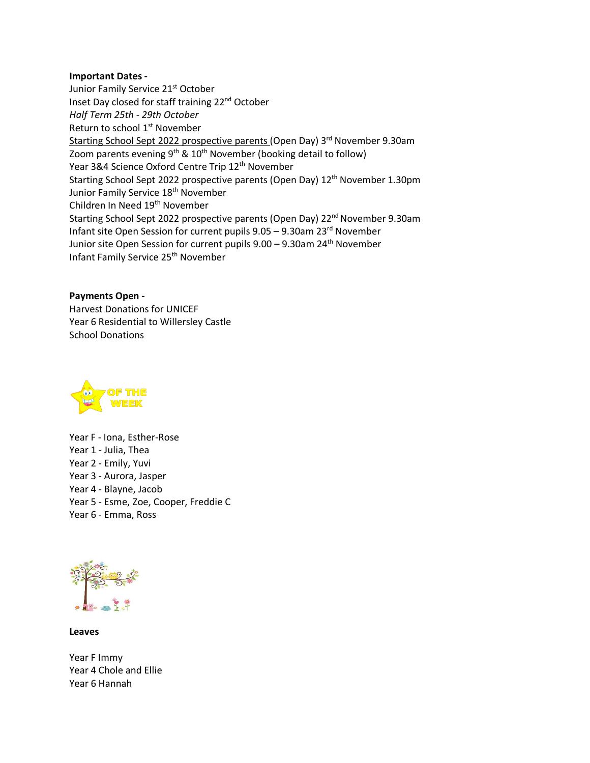**Important Dates -**

Junior Family Service 21st October
Inset Day closed for staff training 22nd October
*Half Term 25th - 29th October*
Return to school 1st November
Starting School Sept 2022 prospective parents (Open Day) 3rd November 9.30am
Zoom parents evening 9th & 10th November (booking detail to follow)
Year 3&4 Science Oxford Centre Trip 12th November
Starting School Sept 2022 prospective parents (Open Day) 12th November 1.30pm
Junior Family Service 18th November
Children In Need 19th November
Starting School Sept 2022 prospective parents (Open Day) 22nd November 9.30am
Infant site Open Session for current pupils 9.05 – 9.30am 23rd November
Junior site Open Session for current pupils 9.00 – 9.30am 24th November
Infant Family Service 25th November

**Payments Open -**

Harvest Donations for UNICEF
Year 6 Residential to Willersley Castle
School Donations

OF THE WEEK

Year F - Iona, Esther-Rose
Year 1 - Julia, Thea
Year 2 - Emily, Yuvi
Year 3 - Aurora, Jasper
Year 4 - Blayne, Jacob
Year 5 - Esme, Zoe, Cooper, Freddie C
Year 6 - Emma, Ross

**Leaves**

Year F Immy
Year 4 Chole and Ellie
Year 6 Hannah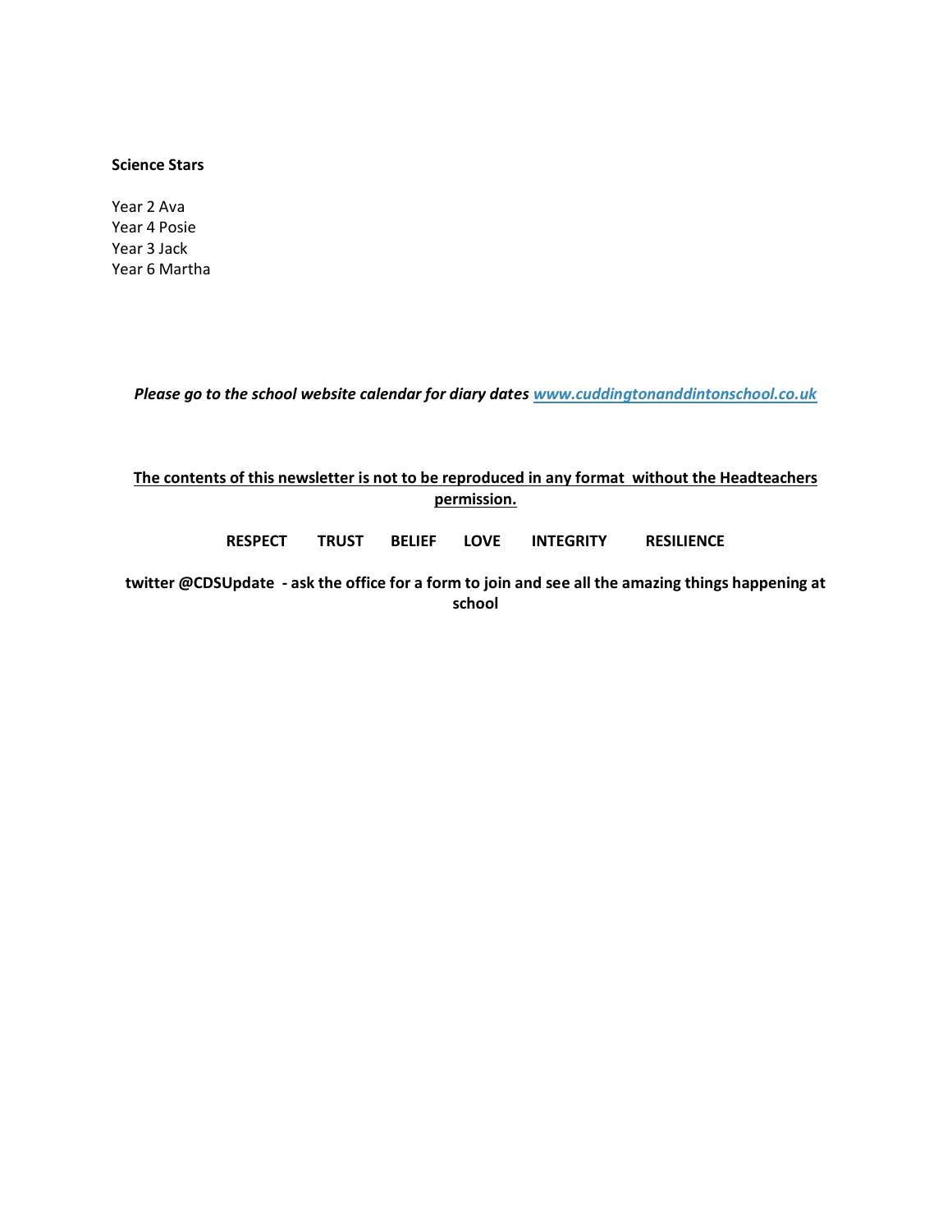**Science Stars**

Year 2 Ava
Year 4 Posie
Year 3 Jack
Year 6 Martha

***Please go to the school website calendar for diary dates [www.cuddingtonanddintonschool.co.uk](http://www.cuddingtonanddintonschool.co.uk)***

**<u>The contents of this newsletter is not to be reproduced in any format without the Headteachers permission.</u>**

**RESPECT TRUST BELIEF LOVE INTEGRITY RESILIENCE**

**twitter @CDSUpdate - ask the office for a form to join and see all the amazing things happening at school**